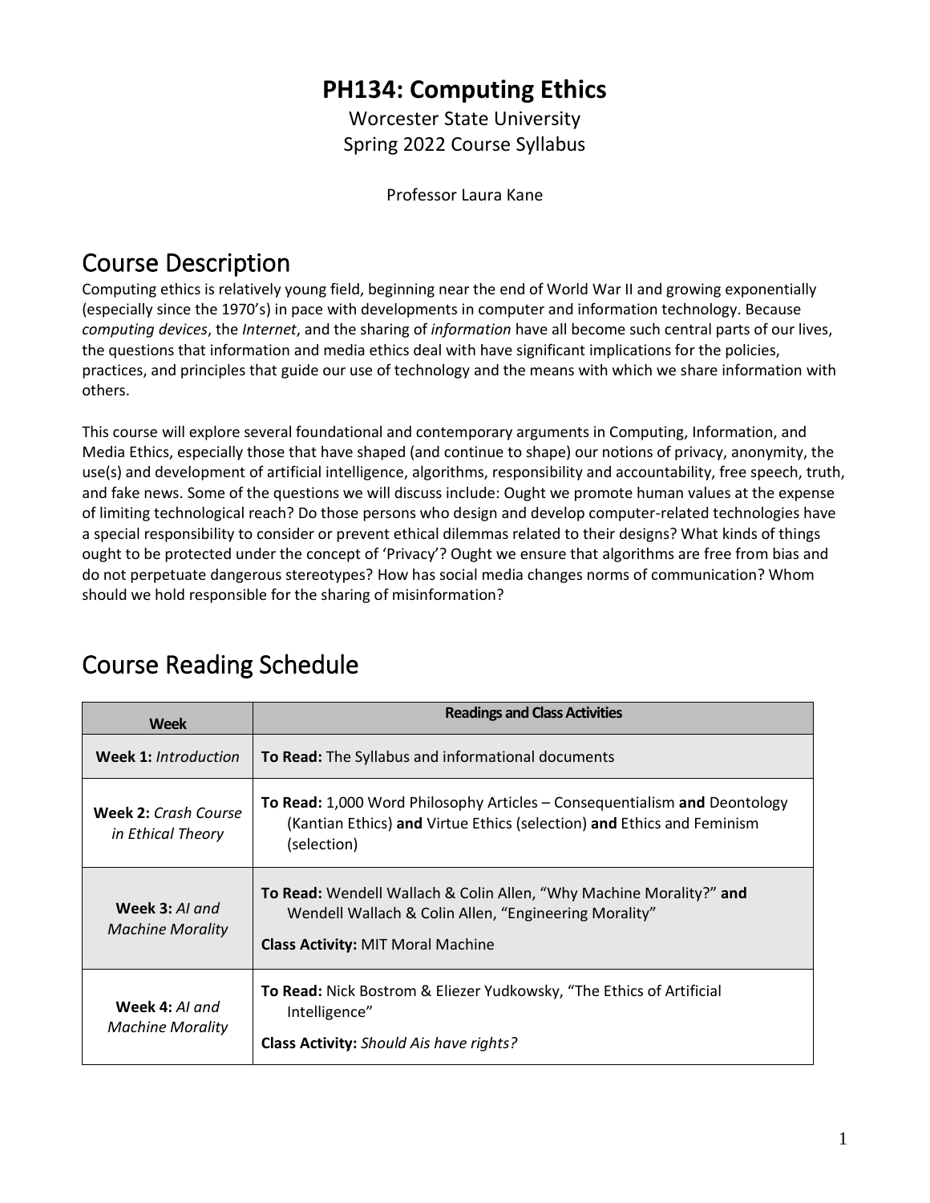# PH134: Computing Ethics

Worcester State University
Spring 2022 Course Syllabus

Professor Laura Kane

## Course Description

Computing ethics is relatively young field, beginning near the end of World War II and growing exponentially (especially since the 1970's) in pace with developments in computer and information technology. Because *computing devices*, the *Internet*, and the sharing of *information* have all become such central parts of our lives, the questions that information and media ethics deal with have significant implications for the policies, practices, and principles that guide our use of technology and the means with which we share information with others.

This course will explore several foundational and contemporary arguments in Computing, Information, and Media Ethics, especially those that have shaped (and continue to shape) our notions of privacy, anonymity, the use(s) and development of artificial intelligence, algorithms, responsibility and accountability, free speech, truth, and fake news. Some of the questions we will discuss include: Ought we promote human values at the expense of limiting technological reach? Do those persons who design and develop computer-related technologies have a special responsibility to consider or prevent ethical dilemmas related to their designs? What kinds of things ought to be protected under the concept of 'Privacy'? Ought we ensure that algorithms are free from bias and do not perpetuate dangerous stereotypes? How has social media changes norms of communication? Whom should we hold responsible for the sharing of misinformation?

## Course Reading Schedule

| Week | Readings and Class Activities |
|---|---|
| **Week 1:** *Introduction* | **To Read:** The Syllabus and informational documents |
| **Week 2:** *Crash Course in Ethical Theory* | **To Read:** 1,000 Word Philosophy Articles – Consequentialism **and** Deontology (Kantian Ethics) **and** Virtue Ethics (selection) **and** Ethics and Feminism (selection) |
| **Week 3:** *AI and Machine Morality* | **To Read:** Wendell Wallach & Colin Allen, "Why Machine Morality?" **and** Wendell Wallach & Colin Allen, "Engineering Morality"<br>**Class Activity:** MIT Moral Machine |
| **Week 4:** *AI and Machine Morality* | **To Read:** Nick Bostrom & Eliezer Yudkowsky, "The Ethics of Artificial Intelligence"<br>**Class Activity:** *Should Ais have rights?* |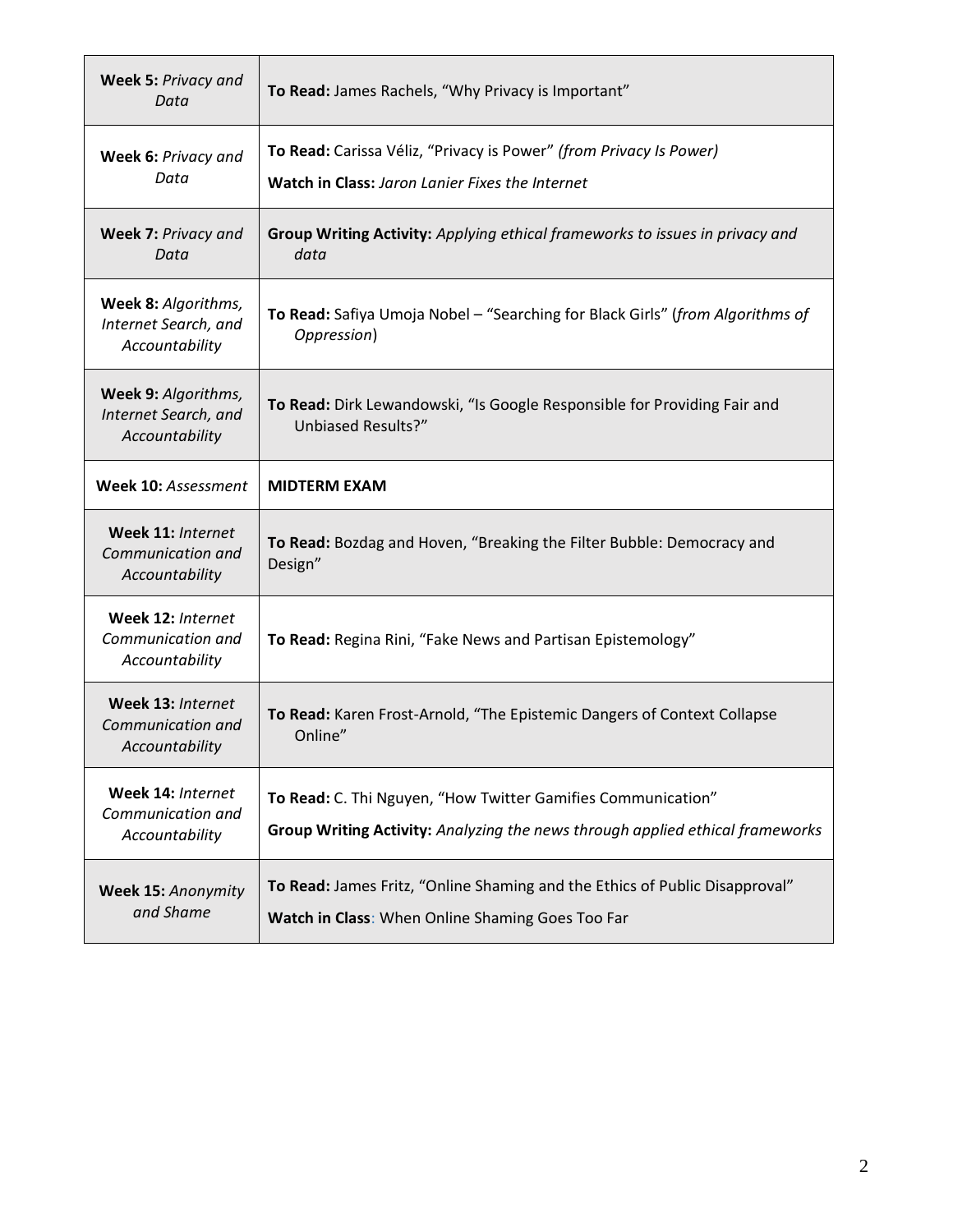| | |
|---|---|
| **Week 5:** *Privacy and Data* | **To Read:** James Rachels, "Why Privacy is Important" |
| **Week 6:** *Privacy and Data* | **To Read:** Carissa Véliz, "Privacy is Power" *(from Privacy Is Power)*<br>**Watch in Class:** *Jaron Lanier Fixes the Internet* |
| **Week 7:** *Privacy and Data* | **Group Writing Activity:** *Applying ethical frameworks to issues in privacy and data* |
| **Week 8:** *Algorithms, Internet Search, and Accountability* | **To Read:** Safiya Umoja Nobel – "Searching for Black Girls" (*from Algorithms of Oppression*) |
| **Week 9:** *Algorithms, Internet Search, and Accountability* | **To Read:** Dirk Lewandowski, "Is Google Responsible for Providing Fair and Unbiased Results?" |
| **Week 10:** *Assessment* | **MIDTERM EXAM** |
| **Week 11:** *Internet Communication and Accountability* | **To Read:** Bozdag and Hoven, "Breaking the Filter Bubble: Democracy and Design" |
| **Week 12:** *Internet Communication and Accountability* | **To Read:** Regina Rini, "Fake News and Partisan Epistemology" |
| **Week 13:** *Internet Communication and Accountability* | **To Read:** Karen Frost-Arnold, "The Epistemic Dangers of Context Collapse Online" |
| **Week 14:** *Internet Communication and Accountability* | **To Read:** C. Thi Nguyen, "How Twitter Gamifies Communication"<br>**Group Writing Activity:** *Analyzing the news through applied ethical frameworks* |
| **Week 15:** *Anonymity and Shame* | **To Read:** James Fritz, "Online Shaming and the Ethics of Public Disapproval"<br>**Watch in Class**: When Online Shaming Goes Too Far |